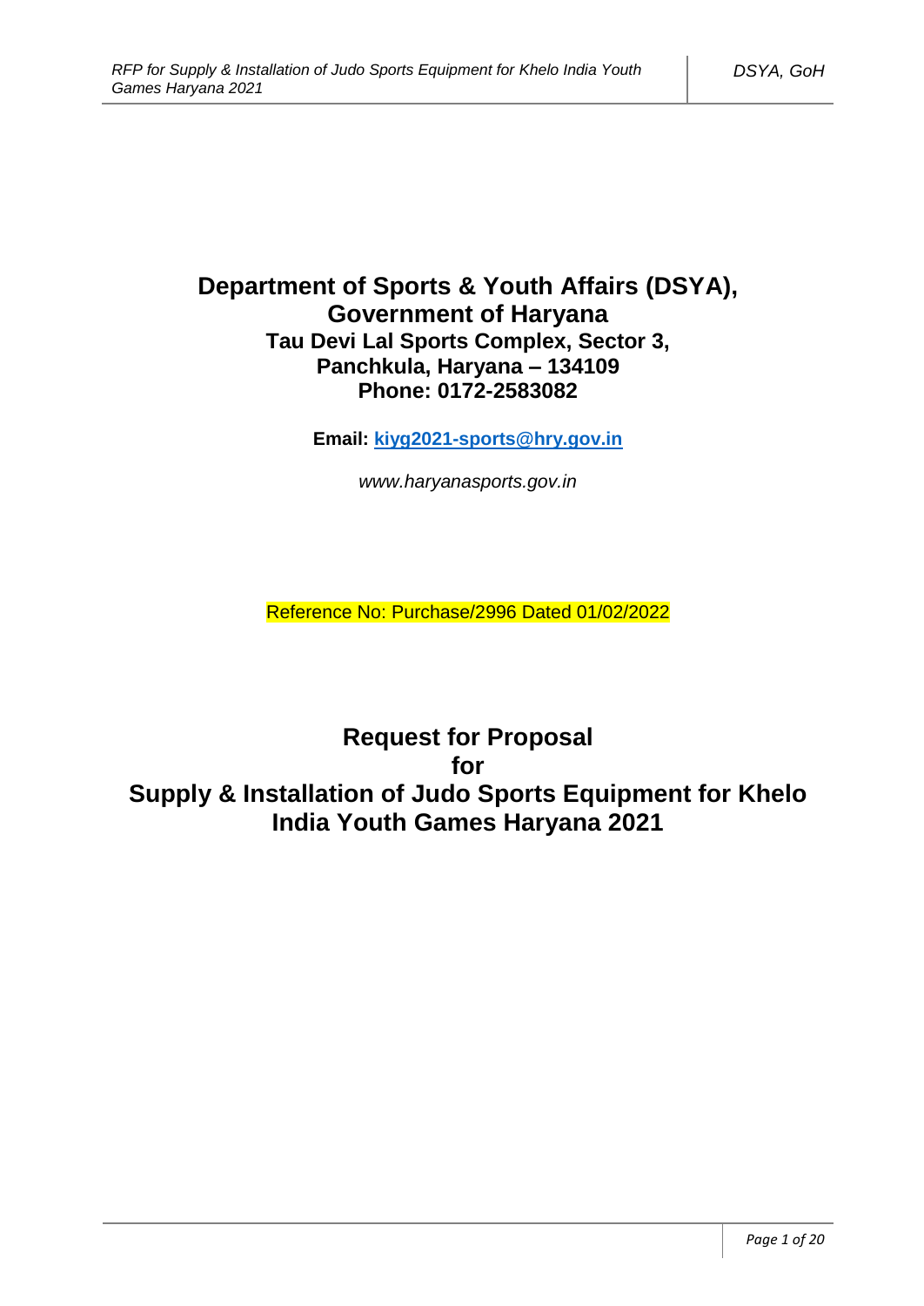# Department of Sports & Youth Affairs (DSYA), Government of Haryana

**Tau Devi Lal Sports Complex, Sector 3,**
**Panchkula, Haryana – 134109**
**Phone: 0172-2583082**

**Email: kiyg2021-sports@hry.gov.in**

*www.haryanasports.gov.in*

Reference No: Purchase/2996 Dated 01/02/2022

# Request for Proposal for Supply & Installation of Judo Sports Equipment for Khelo India Youth Games Haryana 2021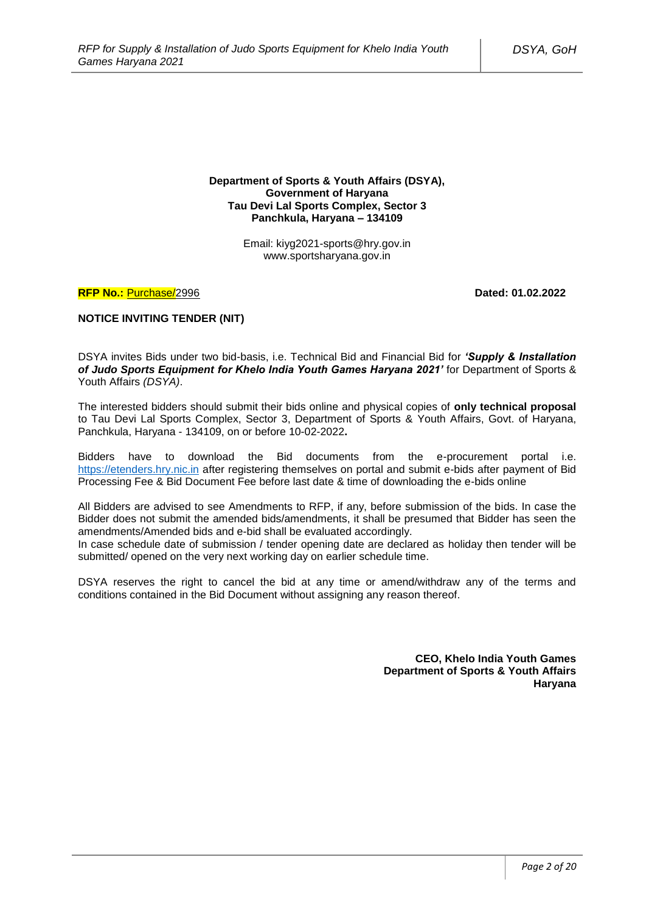**Department of Sports & Youth Affairs (DSYA),**
**Government of Haryana**
**Tau Devi Lal Sports Complex, Sector 3**
**Panchkula, Haryana – 134109**

Email: kiyg2021-sports@hry.gov.in
www.sportsharyana.gov.in

**RFP No.:** Purchase/2996 **Dated: 01.02.2022**

**NOTICE INVITING TENDER (NIT)**

DSYA invites Bids under two bid-basis, i.e. Technical Bid and Financial Bid for ***'Supply & Installation of Judo Sports Equipment for Khelo India Youth Games Haryana 2021'*** for Department of Sports & Youth Affairs *(DSYA)*.

The interested bidders should submit their bids online and physical copies of **only technical proposal** to Tau Devi Lal Sports Complex, Sector 3, Department of Sports & Youth Affairs, Govt. of Haryana, Panchkula, Haryana - 134109, on or before 10-02-2022**.**

Bidders have to download the Bid documents from the e-procurement portal i.e. https://etenders.hry.nic.in after registering themselves on portal and submit e-bids after payment of Bid Processing Fee & Bid Document Fee before last date & time of downloading the e-bids online

All Bidders are advised to see Amendments to RFP, if any, before submission of the bids. In case the Bidder does not submit the amended bids/amendments, it shall be presumed that Bidder has seen the amendments/Amended bids and e-bid shall be evaluated accordingly.
In case schedule date of submission / tender opening date are declared as holiday then tender will be submitted/ opened on the very next working day on earlier schedule time.

DSYA reserves the right to cancel the bid at any time or amend/withdraw any of the terms and conditions contained in the Bid Document without assigning any reason thereof.

**CEO, Khelo India Youth Games**
**Department of Sports & Youth Affairs**
**Haryana**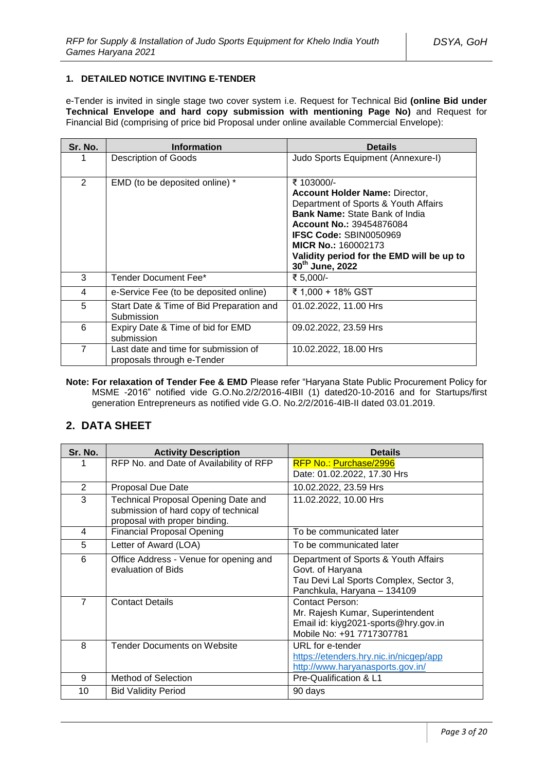## 1. DETAILED NOTICE INVITING E-TENDER

e-Tender is invited in single stage two cover system i.e. Request for Technical Bid **(online Bid under Technical Envelope and hard copy submission with mentioning Page No)** and Request for Financial Bid (comprising of price bid Proposal under online available Commercial Envelope):

| Sr. No. | Information | Details |
|---|---|---|
| 1 | Description of Goods | Judo Sports Equipment (Annexure-I) |
| 2 | EMD (to be deposited online) * | ₹ 103000/-<br>**Account Holder Name:** Director, Department of Sports & Youth Affairs<br>**Bank Name:** State Bank of India<br>**Account No.:** 39454876084<br>**IFSC Code:** SBIN0050969<br>**MICR No.:** 160002173<br>**Validity period for the EMD will be up to 30th June, 2022** |
| 3 | Tender Document Fee* | ₹ 5,000/- |
| 4 | e-Service Fee (to be deposited online) | ₹ 1,000 + 18% GST |
| 5 | Start Date & Time of Bid Preparation and Submission | 01.02.2022, 11.00 Hrs |
| 6 | Expiry Date & Time of bid for EMD submission | 09.02.2022, 23.59 Hrs |
| 7 | Last date and time for submission of proposals through e-Tender | 10.02.2022, 18.00 Hrs |

**Note: For relaxation of Tender Fee & EMD** Please refer "Haryana State Public Procurement Policy for MSME -2016" notified vide G.O.No.2/2/2016-4IBII (1) dated20-10-2016 and for Startups/first generation Entrepreneurs as notified vide G.O. No.2/2/2016-4IB-II dated 03.01.2019.

## 2. DATA SHEET

| Sr. No. | Activity Description | Details |
|---|---|---|
| 1 | RFP No. and Date of Availability of RFP | RFP No.: Purchase/2996<br>Date: 01.02.2022, 17.30 Hrs |
| 2 | Proposal Due Date | 10.02.2022, 23.59 Hrs |
| 3 | Technical Proposal Opening Date and submission of hard copy of technical proposal with proper binding. | 11.02.2022, 10.00 Hrs |
| 4 | Financial Proposal Opening | To be communicated later |
| 5 | Letter of Award (LOA) | To be communicated later |
| 6 | Office Address - Venue for opening and evaluation of Bids | Department of Sports & Youth Affairs<br>Govt. of Haryana<br>Tau Devi Lal Sports Complex, Sector 3, Panchkula, Haryana – 134109 |
| 7 | Contact Details | Contact Person:<br>Mr. Rajesh Kumar, Superintendent<br>Email id: kiyg2021-sports@hry.gov.in<br>Mobile No: +91 7717307781 |
| 8 | Tender Documents on Website | URL for e-tender<br>https://etenders.hry.nic.in/nicgep/app<br>http://www.haryanasports.gov.in/ |
| 9 | Method of Selection | Pre-Qualification & L1 |
| 10 | Bid Validity Period | 90 days |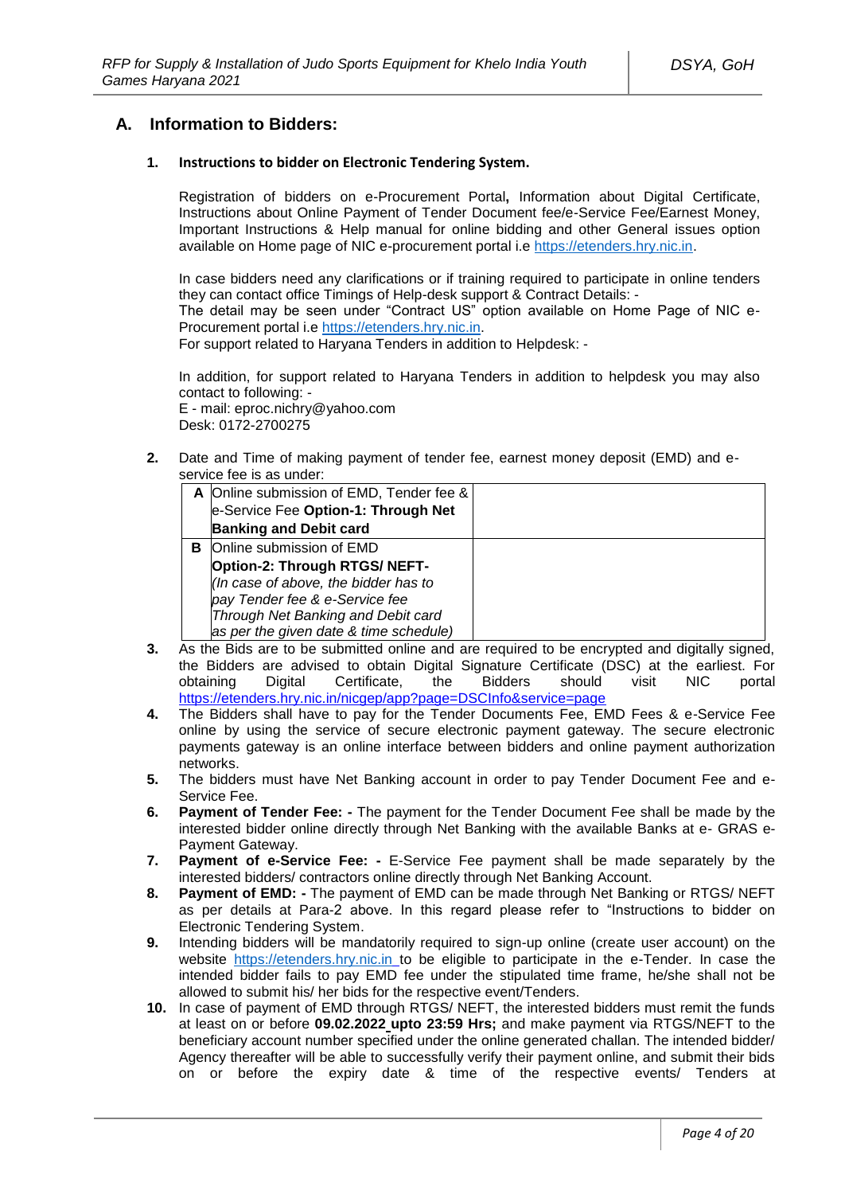## A. Information to Bidders:

### 1. Instructions to bidder on Electronic Tendering System.

Registration of bidders on e-Procurement Portal**,** Information about Digital Certificate, Instructions about Online Payment of Tender Document fee/e-Service Fee/Earnest Money, Important Instructions & Help manual for online bidding and other General issues option available on Home page of NIC e-procurement portal i.e https://etenders.hry.nic.in.

In case bidders need any clarifications or if training required to participate in online tenders they can contact office Timings of Help-desk support & Contract Details: -
The detail may be seen under "Contract US" option available on Home Page of NIC e-Procurement portal i.e https://etenders.hry.nic.in.
For support related to Haryana Tenders in addition to Helpdesk: -

In addition, for support related to Haryana Tenders in addition to helpdesk you may also contact to following: -
E - mail: eproc.nichry@yahoo.com
Desk: 0172-2700275

**2.** Date and Time of making payment of tender fee, earnest money deposit (EMD) and e-service fee is as under:

| | | |
|---|---|---|
| **A** | Online submission of EMD, Tender fee & e-Service Fee **Option-1: Through Net Banking and Debit card** | |
| **B** | Online submission of EMD<br>**Option-2: Through RTGS/ NEFT-**<br>*(In case of above, the bidder has to pay Tender fee & e-Service fee Through Net Banking and Debit card as per the given date & time schedule)* | |

**3.** As the Bids are to be submitted online and are required to be encrypted and digitally signed, the Bidders are advised to obtain Digital Signature Certificate (DSC) at the earliest. For obtaining Digital Certificate, the Bidders should visit NIC portal https://etenders.hry.nic.in/nicgep/app?page=DSCInfo&service=page

**4.** The Bidders shall have to pay for the Tender Documents Fee, EMD Fees & e-Service Fee online by using the service of secure electronic payment gateway. The secure electronic payments gateway is an online interface between bidders and online payment authorization networks.

**5.** The bidders must have Net Banking account in order to pay Tender Document Fee and e-Service Fee.

**6.** **Payment of Tender Fee: -** The payment for the Tender Document Fee shall be made by the interested bidder online directly through Net Banking with the available Banks at e- GRAS e-Payment Gateway.

**7.** **Payment of e-Service Fee: -** E-Service Fee payment shall be made separately by the interested bidders/ contractors online directly through Net Banking Account.

**8.** **Payment of EMD: -** The payment of EMD can be made through Net Banking or RTGS/ NEFT as per details at Para-2 above. In this regard please refer to "Instructions to bidder on Electronic Tendering System.

**9.** Intending bidders will be mandatorily required to sign-up online (create user account) on the website https://etenders.hry.nic.in to be eligible to participate in the e-Tender. In case the intended bidder fails to pay EMD fee under the stipulated time frame, he/she shall not be allowed to submit his/ her bids for the respective event/Tenders.

**10.** In case of payment of EMD through RTGS/ NEFT, the interested bidders must remit the funds at least on or before **09.02.2022 upto 23:59 Hrs;** and make payment via RTGS/NEFT to the beneficiary account number specified under the online generated challan. The intended bidder/ Agency thereafter will be able to successfully verify their payment online, and submit their bids on or before the expiry date & time of the respective events/ Tenders at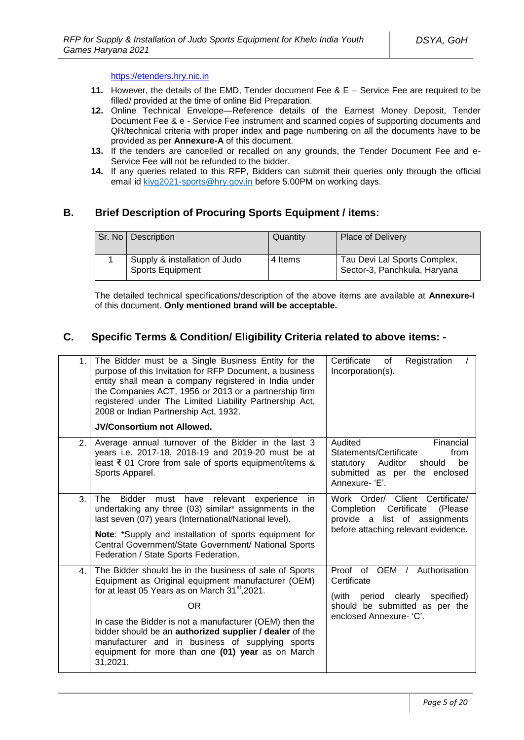https://etenders.hry.nic.in

11. However, the details of the EMD, Tender document Fee & E – Service Fee are required to be filled/ provided at the time of online Bid Preparation.
12. Online Technical Envelope—Reference details of the Earnest Money Deposit, Tender Document Fee & e - Service Fee instrument and scanned copies of supporting documents and QR/technical criteria with proper index and page numbering on all the documents have to be provided as per **Annexure-A** of this document.
13. If the tenders are cancelled or recalled on any grounds, the Tender Document Fee and e-Service Fee will not be refunded to the bidder.
14. If any queries related to this RFP, Bidders can submit their queries only through the official email id kiyg2021-sports@hry.gov.in before 5.00PM on working days.

## B. Brief Description of Procuring Sports Equipment / items:

| Sr. No | Description | Quantity | Place of Delivery |
|---|---|---|---|
| 1 | Supply & installation of Judo Sports Equipment | 4 Items | Tau Devi Lal Sports Complex, Sector-3, Panchkula, Haryana |

The detailed technical specifications/description of the above items are available at **Annexure-I** of this document. **Only mentioned brand will be acceptable.**

## C. Specific Terms & Condition/ Eligibility Criteria related to above items: -

| | | |
|---|---|---|
| 1. | The Bidder must be a Single Business Entity for the purpose of this Invitation for RFP Document, a business entity shall mean a company registered in India under the Companies ACT, 1956 or 2013 or a partnership firm registered under The Limited Liability Partnership Act, 2008 or Indian Partnership Act, 1932.<br><br>**JV/Consortium not Allowed.** | Certificate of Registration / Incorporation(s). |
| 2. | Average annual turnover of the Bidder in the last 3 years i.e. 2017-18, 2018-19 and 2019-20 must be at least ₹ 01 Crore from sale of sports equipment/items & Sports Apparel. | Audited Financial Statements/Certificate from statutory Auditor should be submitted as per the enclosed Annexure- 'E'. |
| 3. | The Bidder must have relevant experience in undertaking any three (03) similar* assignments in the last seven (07) years (International/National level).<br><br>**Note**: *Supply and installation of sports equipment for Central Government/State Government/ National Sports Federation / State Sports Federation. | Work Order/ Client Certificate/ Completion Certificate (Please provide a list of assignments before attaching relevant evidence. |
| 4. | The Bidder should be in the business of sale of Sports Equipment as Original equipment manufacturer (OEM) for at least 05 Years as on March 31st,2021.<br><br>OR<br><br>In case the Bidder is not a manufacturer (OEM) then the bidder should be an **authorized supplier / dealer** of the manufacturer and in business of supplying sports equipment for more than one **(01) year** as on March 31,2021. | Proof of OEM / Authorisation Certificate<br><br>(with period clearly specified) should be submitted as per the enclosed Annexure- 'C'. |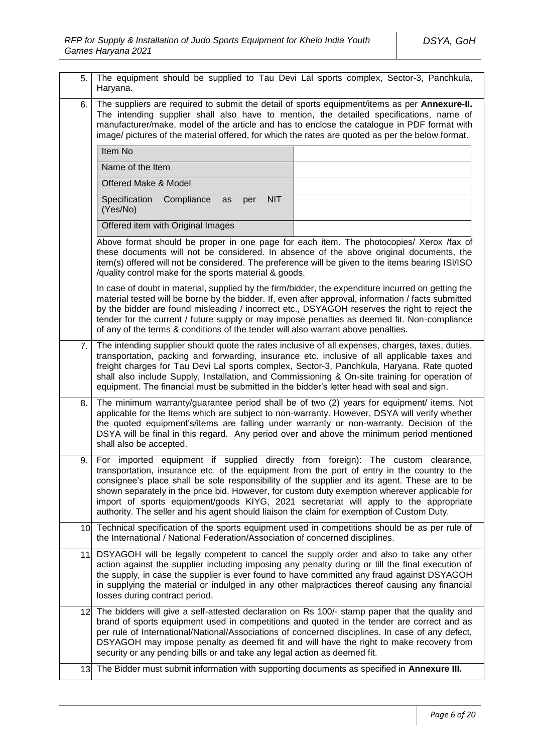| | |
|---|---|
| 5. | The equipment should be supplied to Tau Devi Lal sports complex, Sector-3, Panchkula, Haryana. |
| 6. | The suppliers are required to submit the detail of sports equipment/items as per **Annexure-II.** The intending supplier shall also have to mention, the detailed specifications, name of manufacturer/make, model of the article and has to enclose the catalogue in PDF format with image/ pictures of the material offered, for which the rates are quoted as per the below format.<br><br>Item No: ___<br>Name of the Item: ___<br>Offered Make & Model: ___<br>Specification Compliance as per NIT (Yes/No): ___<br>Offered item with Original Images: ___<br><br>Above format should be proper in one page for each item. The photocopies/ Xerox /fax of these documents will not be considered. In absence of the above original documents, the item(s) offered will not be considered. The preference will be given to the items bearing ISI/ISO /quality control make for the sports material & goods.<br><br>In case of doubt in material, supplied by the firm/bidder, the expenditure incurred on getting the material tested will be borne by the bidder. If, even after approval, information / facts submitted by the bidder are found misleading / incorrect etc., DSYAGOH reserves the right to reject the tender for the current / future supply or may impose penalties as deemed fit. Non-compliance of any of the terms & conditions of the tender will also warrant above penalties. |
| 7. | The intending supplier should quote the rates inclusive of all expenses, charges, taxes, duties, transportation, packing and forwarding, insurance etc. inclusive of all applicable taxes and freight charges for Tau Devi Lal sports complex, Sector-3, Panchkula, Haryana. Rate quoted shall also include Supply, Installation, and Commissioning & On-site training for operation of equipment. The financial must be submitted in the bidder's letter head with seal and sign. |
| 8. | The minimum warranty/guarantee period shall be of two (2) years for equipment/ items. Not applicable for the Items which are subject to non-warranty. However, DSYA will verify whether the quoted equipment's/items are falling under warranty or non-warranty. Decision of the DSYA will be final in this regard. Any period over and above the minimum period mentioned shall also be accepted. |
| 9. | For imported equipment if supplied directly from foreign): The custom clearance, transportation, insurance etc. of the equipment from the port of entry in the country to the consignee's place shall be sole responsibility of the supplier and its agent. These are to be shown separately in the price bid. However, for custom duty exemption wherever applicable for import of sports equipment/goods KIYG, 2021 secretariat will apply to the appropriate authority. The seller and his agent should liaison the claim for exemption of Custom Duty. |
| 10 | Technical specification of the sports equipment used in competitions should be as per rule of the International / National Federation/Association of concerned disciplines. |
| 11 | DSYAGOH will be legally competent to cancel the supply order and also to take any other action against the supplier including imposing any penalty during or till the final execution of the supply, in case the supplier is ever found to have committed any fraud against DSYAGOH in supplying the material or indulged in any other malpractices thereof causing any financial losses during contract period. |
| 12 | The bidders will give a self-attested declaration on Rs 100/- stamp paper that the quality and brand of sports equipment used in competitions and quoted in the tender are correct and as per rule of International/National/Associations of concerned disciplines. In case of any defect, DSYAGOH may impose penalty as deemed fit and will have the right to make recovery from security or any pending bills or and take any legal action as deemed fit. |
| 13 | The Bidder must submit information with supporting documents as specified in **Annexure III.** |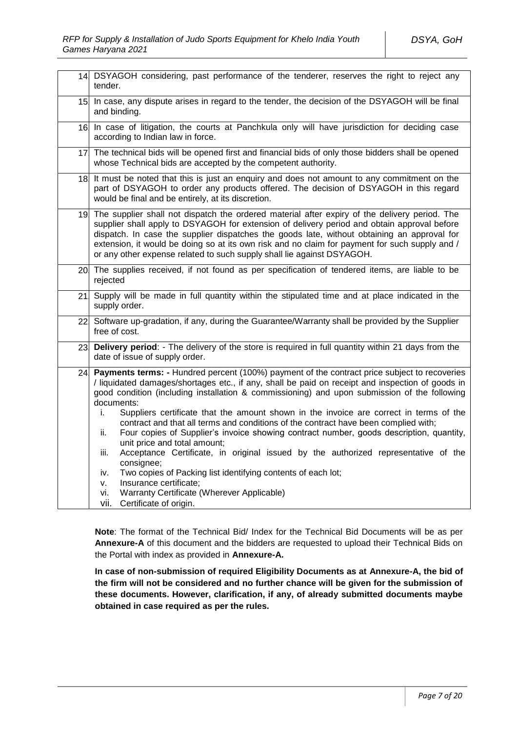| | |
|---|---|
| 14 | DSYAGOH considering, past performance of the tenderer, reserves the right to reject any tender. |
| 15 | In case, any dispute arises in regard to the tender, the decision of the DSYAGOH will be final and binding. |
| 16 | In case of litigation, the courts at Panchkula only will have jurisdiction for deciding case according to Indian law in force. |
| 17 | The technical bids will be opened first and financial bids of only those bidders shall be opened whose Technical bids are accepted by the competent authority. |
| 18 | It must be noted that this is just an enquiry and does not amount to any commitment on the part of DSYAGOH to order any products offered. The decision of DSYAGOH in this regard would be final and be entirely, at its discretion. |
| 19 | The supplier shall not dispatch the ordered material after expiry of the delivery period. The supplier shall apply to DSYAGOH for extension of delivery period and obtain approval before dispatch. In case the supplier dispatches the goods late, without obtaining an approval for extension, it would be doing so at its own risk and no claim for payment for such supply and / or any other expense related to such supply shall lie against DSYAGOH. |
| 20 | The supplies received, if not found as per specification of tendered items, are liable to be rejected |
| 21 | Supply will be made in full quantity within the stipulated time and at place indicated in the supply order. |
| 22 | Software up-gradation, if any, during the Guarantee/Warranty shall be provided by the Supplier free of cost. |
| 23 | **Delivery period**: - The delivery of the store is required in full quantity within 21 days from the date of issue of supply order. |
| 24 | **Payments terms: -** Hundred percent (100%) payment of the contract price subject to recoveries / liquidated damages/shortages etc., if any, shall be paid on receipt and inspection of goods in good condition (including installation & commissioning) and upon submission of the following documents:<br>i. Suppliers certificate that the amount shown in the invoice are correct in terms of the contract and that all terms and conditions of the contract have been complied with;<br>ii. Four copies of Supplier's invoice showing contract number, goods description, quantity, unit price and total amount;<br>iii. Acceptance Certificate, in original issued by the authorized representative of the consignee;<br>iv. Two copies of Packing list identifying contents of each lot;<br>v. Insurance certificate;<br>vi. Warranty Certificate (Wherever Applicable)<br>vii. Certificate of origin. |

**Note**: The format of the Technical Bid/ Index for the Technical Bid Documents will be as per **Annexure-A** of this document and the bidders are requested to upload their Technical Bids on the Portal with index as provided in **Annexure-A.**

**In case of non-submission of required Eligibility Documents as at Annexure-A, the bid of the firm will not be considered and no further chance will be given for the submission of these documents. However, clarification, if any, of already submitted documents maybe obtained in case required as per the rules.**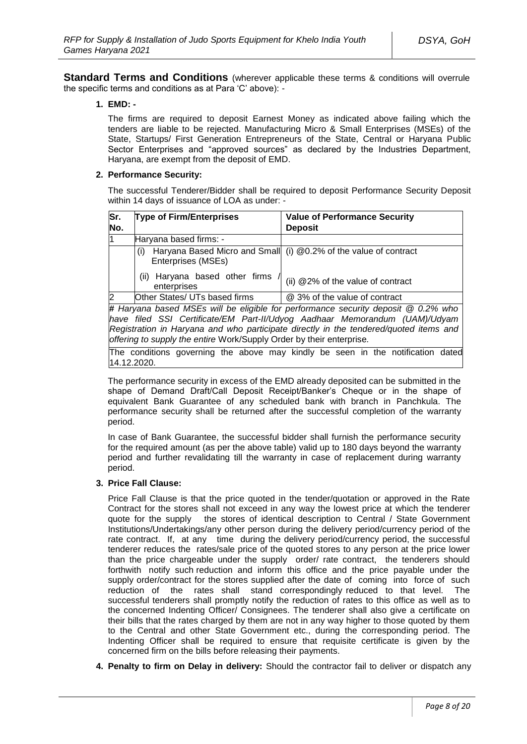**Standard Terms and Conditions** (wherever applicable these terms & conditions will overrule the specific terms and conditions as at Para 'C' above): -

**1. EMD: -**

The firms are required to deposit Earnest Money as indicated above failing which the tenders are liable to be rejected. Manufacturing Micro & Small Enterprises (MSEs) of the State, Startups/ First Generation Entrepreneurs of the State, Central or Haryana Public Sector Enterprises and "approved sources" as declared by the Industries Department, Haryana, are exempt from the deposit of EMD.

**2. Performance Security:**

The successful Tenderer/Bidder shall be required to deposit Performance Security Deposit within 14 days of issuance of LOA as under: -

| Sr. No. | Type of Firm/Enterprises | Value of Performance Security Deposit |
|---|---|---|
| 1 | Haryana based firms: - | |
| | (i) Haryana Based Micro and Small Enterprises (MSEs) | (i) @0.2% of the value of contract |
| | (ii) Haryana based other firms / enterprises | (ii) @2% of the value of contract |
| 2 | Other States/ UTs based firms | @ 3% of the value of contract |
| *# Haryana based MSEs will be eligible for performance security deposit @ 0.2% who have filed SSI Certificate/EM Part-II/Udyog Aadhaar Memorandum (UAM)/Udyam Registration in Haryana and who participate directly in the tendered/quoted items and offering to supply the entire* Work/Supply Order by their enterprise. | | |
| The conditions governing the above may kindly be seen in the notification dated 14.12.2020. | | |

The performance security in excess of the EMD already deposited can be submitted in the shape of Demand Draft/Call Deposit Receipt/Banker's Cheque or in the shape of equivalent Bank Guarantee of any scheduled bank with branch in Panchkula. The performance security shall be returned after the successful completion of the warranty period.

In case of Bank Guarantee, the successful bidder shall furnish the performance security for the required amount (as per the above table) valid up to 180 days beyond the warranty period and further revalidating till the warranty in case of replacement during warranty period.

**3. Price Fall Clause:**

Price Fall Clause is that the price quoted in the tender/quotation or approved in the Rate Contract for the stores shall not exceed in any way the lowest price at which the tenderer quote for the supply the stores of identical description to Central / State Government Institutions/Undertakings/any other person during the delivery period/currency period of the rate contract. If, at any time during the delivery period/currency period, the successful tenderer reduces the rates/sale price of the quoted stores to any person at the price lower than the price chargeable under the supply order/ rate contract, the tenderers should forthwith notify such reduction and inform this office and the price payable under the supply order/contract for the stores supplied after the date of coming into force of such reduction of the rates shall stand correspondingly reduced to that level. The successful tenderers shall promptly notify the reduction of rates to this office as well as to the concerned Indenting Officer/ Consignees. The tenderer shall also give a certificate on their bills that the rates charged by them are not in any way higher to those quoted by them to the Central and other State Government etc., during the corresponding period. The Indenting Officer shall be required to ensure that requisite certificate is given by the concerned firm on the bills before releasing their payments.

**4. Penalty to firm on Delay in delivery:** Should the contractor fail to deliver or dispatch any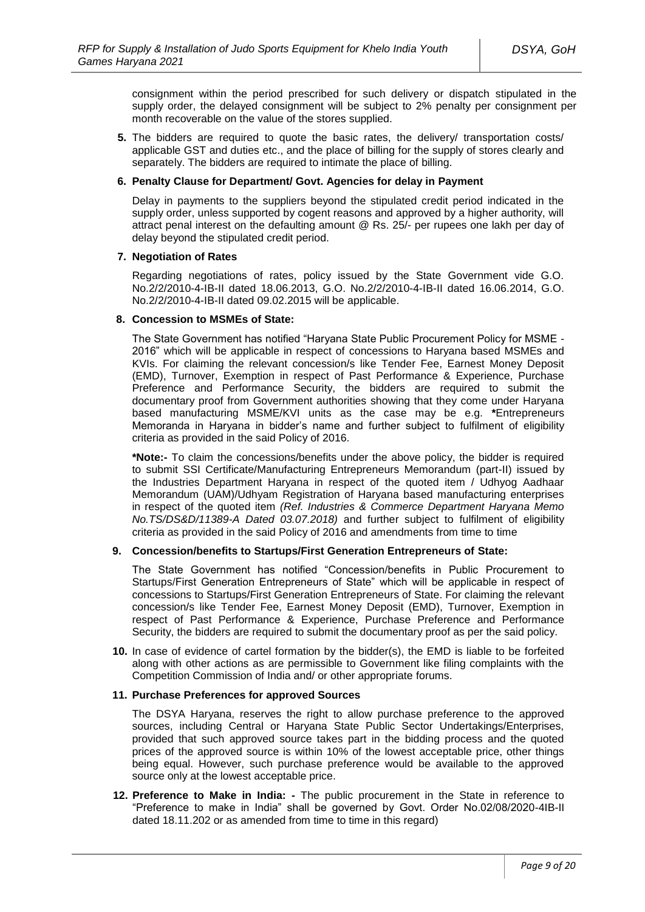consignment within the period prescribed for such delivery or dispatch stipulated in the supply order, the delayed consignment will be subject to 2% penalty per consignment per month recoverable on the value of the stores supplied.

**5.** The bidders are required to quote the basic rates, the delivery/ transportation costs/ applicable GST and duties etc., and the place of billing for the supply of stores clearly and separately. The bidders are required to intimate the place of billing.

**6. Penalty Clause for Department/ Govt. Agencies for delay in Payment**

Delay in payments to the suppliers beyond the stipulated credit period indicated in the supply order, unless supported by cogent reasons and approved by a higher authority, will attract penal interest on the defaulting amount @ Rs. 25/- per rupees one lakh per day of delay beyond the stipulated credit period.

**7. Negotiation of Rates**

Regarding negotiations of rates, policy issued by the State Government vide G.O. No.2/2/2010-4-IB-II dated 18.06.2013, G.O. No.2/2/2010-4-IB-II dated 16.06.2014, G.O. No.2/2/2010-4-IB-II dated 09.02.2015 will be applicable.

**8. Concession to MSMEs of State:**

The State Government has notified "Haryana State Public Procurement Policy for MSME - 2016" which will be applicable in respect of concessions to Haryana based MSMEs and KVIs. For claiming the relevant concession/s like Tender Fee, Earnest Money Deposit (EMD), Turnover, Exemption in respect of Past Performance & Experience, Purchase Preference and Performance Security, the bidders are required to submit the documentary proof from Government authorities showing that they come under Haryana based manufacturing MSME/KVI units as the case may be e.g. **\***Entrepreneurs Memoranda in Haryana in bidder's name and further subject to fulfilment of eligibility criteria as provided in the said Policy of 2016.

**\*Note:-** To claim the concessions/benefits under the above policy, the bidder is required to submit SSI Certificate/Manufacturing Entrepreneurs Memorandum (part-II) issued by the Industries Department Haryana in respect of the quoted item / Udhyog Aadhaar Memorandum (UAM)/Udhyam Registration of Haryana based manufacturing enterprises in respect of the quoted item *(Ref. Industries & Commerce Department Haryana Memo No.TS/DS&D/11389-A Dated 03.07.2018)* and further subject to fulfilment of eligibility criteria as provided in the said Policy of 2016 and amendments from time to time

**9. Concession/benefits to Startups/First Generation Entrepreneurs of State:**

The State Government has notified "Concession/benefits in Public Procurement to Startups/First Generation Entrepreneurs of State" which will be applicable in respect of concessions to Startups/First Generation Entrepreneurs of State. For claiming the relevant concession/s like Tender Fee, Earnest Money Deposit (EMD), Turnover, Exemption in respect of Past Performance & Experience, Purchase Preference and Performance Security, the bidders are required to submit the documentary proof as per the said policy.

**10.** In case of evidence of cartel formation by the bidder(s), the EMD is liable to be forfeited along with other actions as are permissible to Government like filing complaints with the Competition Commission of India and/ or other appropriate forums.

**11. Purchase Preferences for approved Sources**

The DSYA Haryana, reserves the right to allow purchase preference to the approved sources, including Central or Haryana State Public Sector Undertakings/Enterprises, provided that such approved source takes part in the bidding process and the quoted prices of the approved source is within 10% of the lowest acceptable price, other things being equal. However, such purchase preference would be available to the approved source only at the lowest acceptable price.

**12. Preference to Make in India: -** The public procurement in the State in reference to "Preference to make in India" shall be governed by Govt. Order No.02/08/2020-4IB-II dated 18.11.202 or as amended from time to time in this regard)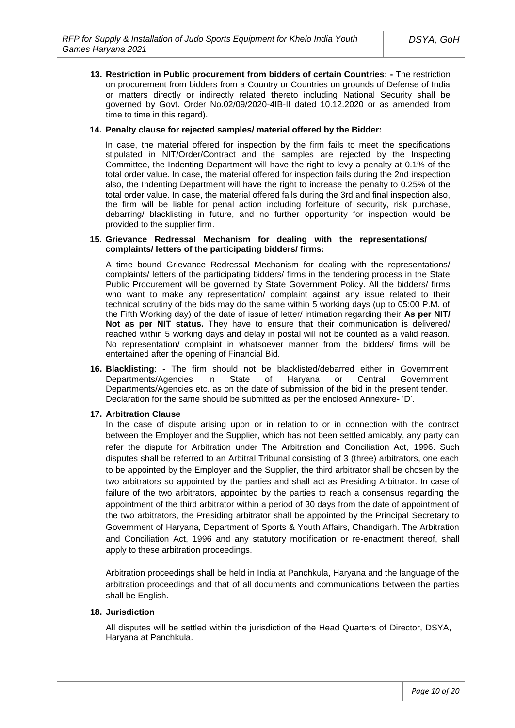**13. Restriction in Public procurement from bidders of certain Countries: -** The restriction on procurement from bidders from a Country or Countries on grounds of Defense of India or matters directly or indirectly related thereto including National Security shall be governed by Govt. Order No.02/09/2020-4IB-II dated 10.12.2020 or as amended from time to time in this regard).

**14. Penalty clause for rejected samples/ material offered by the Bidder:**

In case, the material offered for inspection by the firm fails to meet the specifications stipulated in NIT/Order/Contract and the samples are rejected by the Inspecting Committee, the Indenting Department will have the right to levy a penalty at 0.1% of the total order value. In case, the material offered for inspection fails during the 2nd inspection also, the Indenting Department will have the right to increase the penalty to 0.25% of the total order value. In case, the material offered fails during the 3rd and final inspection also, the firm will be liable for penal action including forfeiture of security, risk purchase, debarring/ blacklisting in future, and no further opportunity for inspection would be provided to the supplier firm.

**15. Grievance Redressal Mechanism for dealing with the representations/ complaints/ letters of the participating bidders/ firms:**

A time bound Grievance Redressal Mechanism for dealing with the representations/ complaints/ letters of the participating bidders/ firms in the tendering process in the State Public Procurement will be governed by State Government Policy. All the bidders/ firms who want to make any representation/ complaint against any issue related to their technical scrutiny of the bids may do the same within 5 working days (up to 05:00 P.M. of the Fifth Working day) of the date of issue of letter/ intimation regarding their **As per NIT/ Not as per NIT status.** They have to ensure that their communication is delivered/ reached within 5 working days and delay in postal will not be counted as a valid reason. No representation/ complaint in whatsoever manner from the bidders/ firms will be entertained after the opening of Financial Bid.

**16. Blacklisting**: - The firm should not be blacklisted/debarred either in Government Departments/Agencies in State of Haryana or Central Government Departments/Agencies etc. as on the date of submission of the bid in the present tender. Declaration for the same should be submitted as per the enclosed Annexure- 'D'.

**17. Arbitration Clause**

In the case of dispute arising upon or in relation to or in connection with the contract between the Employer and the Supplier, which has not been settled amicably, any party can refer the dispute for Arbitration under The Arbitration and Conciliation Act, 1996. Such disputes shall be referred to an Arbitral Tribunal consisting of 3 (three) arbitrators, one each to be appointed by the Employer and the Supplier, the third arbitrator shall be chosen by the two arbitrators so appointed by the parties and shall act as Presiding Arbitrator. In case of failure of the two arbitrators, appointed by the parties to reach a consensus regarding the appointment of the third arbitrator within a period of 30 days from the date of appointment of the two arbitrators, the Presiding arbitrator shall be appointed by the Principal Secretary to Government of Haryana, Department of Sports & Youth Affairs, Chandigarh. The Arbitration and Conciliation Act, 1996 and any statutory modification or re-enactment thereof, shall apply to these arbitration proceedings.

Arbitration proceedings shall be held in India at Panchkula, Haryana and the language of the arbitration proceedings and that of all documents and communications between the parties shall be English.

**18. Jurisdiction**

All disputes will be settled within the jurisdiction of the Head Quarters of Director, DSYA, Haryana at Panchkula.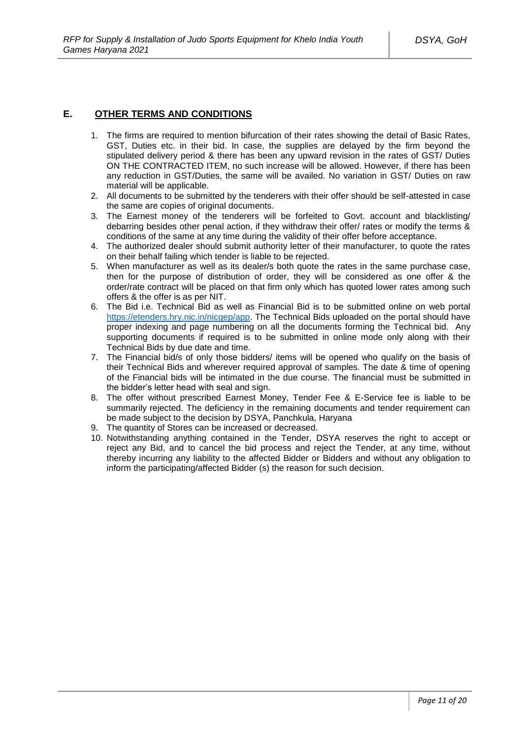## E. OTHER TERMS AND CONDITIONS

1. The firms are required to mention bifurcation of their rates showing the detail of Basic Rates, GST, Duties etc. in their bid. In case, the supplies are delayed by the firm beyond the stipulated delivery period & there has been any upward revision in the rates of GST/ Duties ON THE CONTRACTED ITEM, no such increase will be allowed. However, if there has been any reduction in GST/Duties, the same will be availed. No variation in GST/ Duties on raw material will be applicable.
2. All documents to be submitted by the tenderers with their offer should be self-attested in case the same are copies of original documents.
3. The Earnest money of the tenderers will be forfeited to Govt. account and blacklisting/ debarring besides other penal action, if they withdraw their offer/ rates or modify the terms & conditions of the same at any time during the validity of their offer before acceptance.
4. The authorized dealer should submit authority letter of their manufacturer, to quote the rates on their behalf failing which tender is liable to be rejected.
5. When manufacturer as well as its dealer/s both quote the rates in the same purchase case, then for the purpose of distribution of order, they will be considered as one offer & the order/rate contract will be placed on that firm only which has quoted lower rates among such offers & the offer is as per NIT.
6. The Bid i.e. Technical Bid as well as Financial Bid is to be submitted online on web portal https://etenders.hry.nic.in/nicgep/app. The Technical Bids uploaded on the portal should have proper indexing and page numbering on all the documents forming the Technical bid. Any supporting documents if required is to be submitted in online mode only along with their Technical Bids by due date and time.
7. The Financial bid/s of only those bidders/ items will be opened who qualify on the basis of their Technical Bids and wherever required approval of samples. The date & time of opening of the Financial bids will be intimated in the due course. The financial must be submitted in the bidder's letter head with seal and sign.
8. The offer without prescribed Earnest Money, Tender Fee & E-Service fee is liable to be summarily rejected. The deficiency in the remaining documents and tender requirement can be made subject to the decision by DSYA, Panchkula, Haryana
9. The quantity of Stores can be increased or decreased.
10. Notwithstanding anything contained in the Tender, DSYA reserves the right to accept or reject any Bid, and to cancel the bid process and reject the Tender, at any time, without thereby incurring any liability to the affected Bidder or Bidders and without any obligation to inform the participating/affected Bidder (s) the reason for such decision.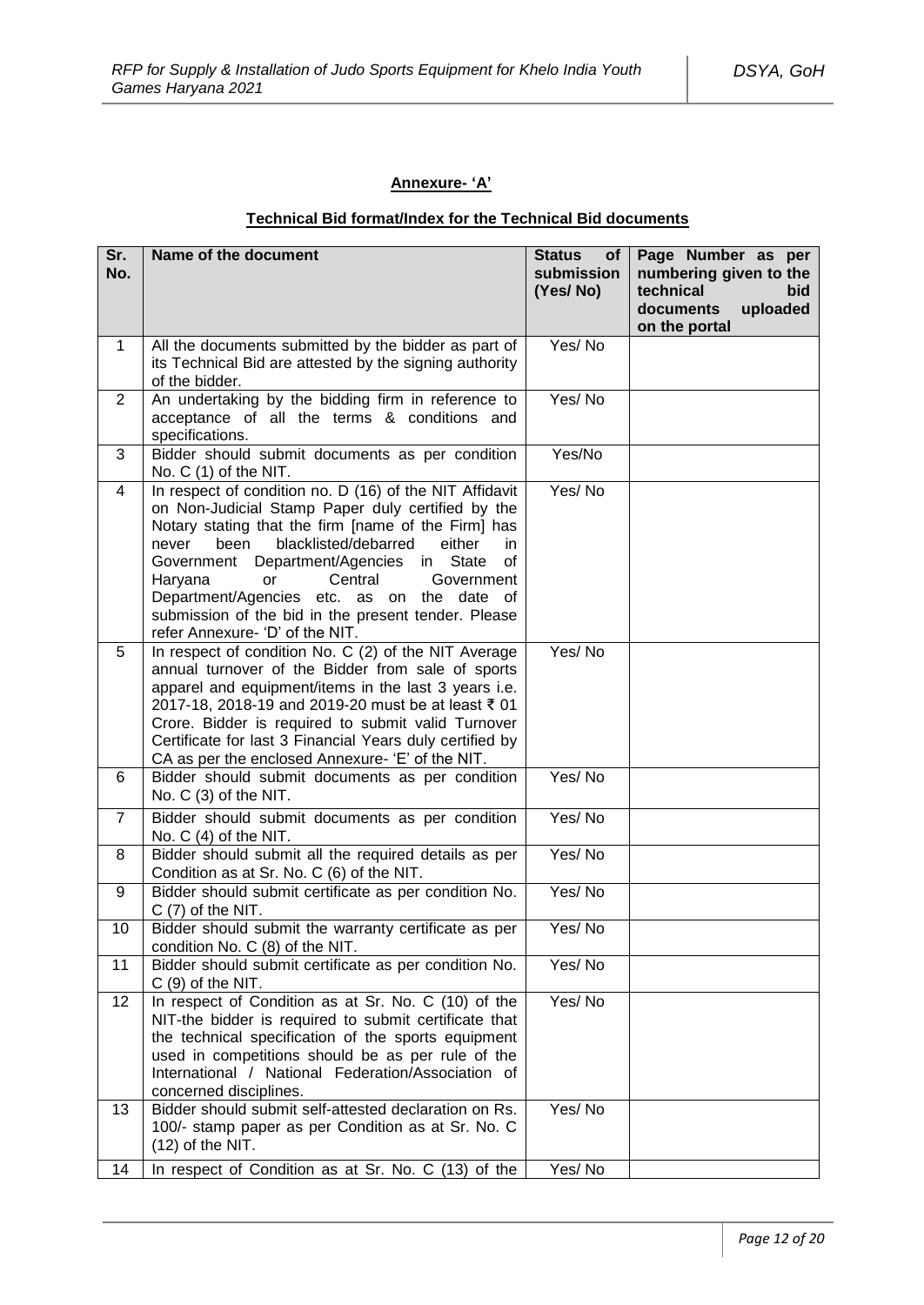## Annexure- 'A'

### Technical Bid format/Index for the Technical Bid documents

| Sr. No. | Name of the document | Status of submission (Yes/ No) | Page Number as per numbering given to the technical bid documents uploaded on the portal |
|---|---|---|---|
| 1 | All the documents submitted by the bidder as part of its Technical Bid are attested by the signing authority of the bidder. | Yes/ No | |
| 2 | An undertaking by the bidding firm in reference to acceptance of all the terms & conditions and specifications. | Yes/ No | |
| 3 | Bidder should submit documents as per condition No. C (1) of the NIT. | Yes/No | |
| 4 | In respect of condition no. D (16) of the NIT Affidavit on Non-Judicial Stamp Paper duly certified by the Notary stating that the firm [name of the Firm] has never been blacklisted/debarred either in Government Department/Agencies in State of Haryana or Central Government Department/Agencies etc. as on the date of submission of the bid in the present tender. Please refer Annexure- 'D' of the NIT. | Yes/ No | |
| 5 | In respect of condition No. C (2) of the NIT Average annual turnover of the Bidder from sale of sports apparel and equipment/items in the last 3 years i.e. 2017-18, 2018-19 and 2019-20 must be at least ₹ 01 Crore. Bidder is required to submit valid Turnover Certificate for last 3 Financial Years duly certified by CA as per the enclosed Annexure- 'E' of the NIT. | Yes/ No | |
| 6 | Bidder should submit documents as per condition No. C (3) of the NIT. | Yes/ No | |
| 7 | Bidder should submit documents as per condition No. C (4) of the NIT. | Yes/ No | |
| 8 | Bidder should submit all the required details as per Condition as at Sr. No. C (6) of the NIT. | Yes/ No | |
| 9 | Bidder should submit certificate as per condition No. C (7) of the NIT. | Yes/ No | |
| 10 | Bidder should submit the warranty certificate as per condition No. C (8) of the NIT. | Yes/ No | |
| 11 | Bidder should submit certificate as per condition No. C (9) of the NIT. | Yes/ No | |
| 12 | In respect of Condition as at Sr. No. C (10) of the NIT-the bidder is required to submit certificate that the technical specification of the sports equipment used in competitions should be as per rule of the International / National Federation/Association of concerned disciplines. | Yes/ No | |
| 13 | Bidder should submit self-attested declaration on Rs. 100/- stamp paper as per Condition as at Sr. No. C (12) of the NIT. | Yes/ No | |
| 14 | In respect of Condition as at Sr. No. C (13) of the | Yes/ No | |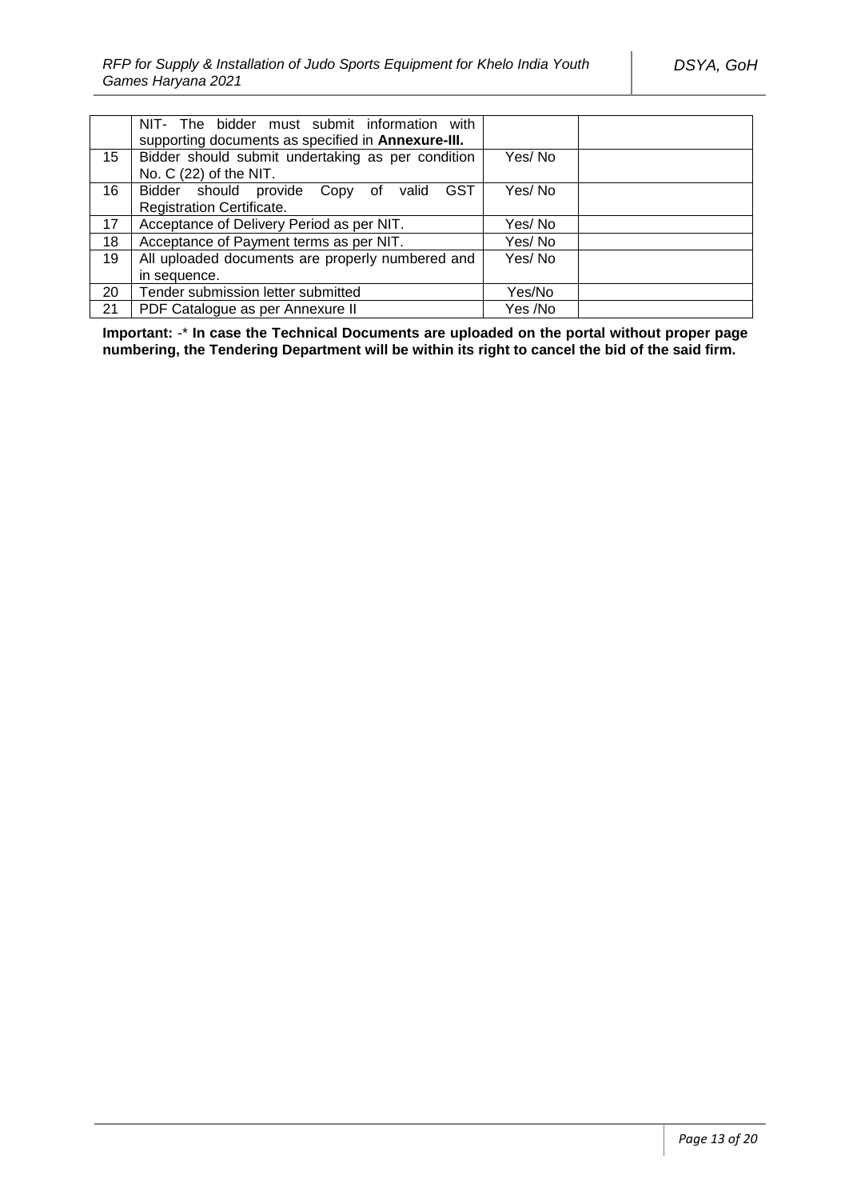|  | NIT- The bidder must submit information with supporting documents as specified in **Annexure-III.** |  |  |
|---|---|---|---|
| 15 | Bidder should submit undertaking as per condition No. C (22) of the NIT. | Yes/ No |  |
| 16 | Bidder should provide Copy of valid GST Registration Certificate. | Yes/ No |  |
| 17 | Acceptance of Delivery Period as per NIT. | Yes/ No |  |
| 18 | Acceptance of Payment terms as per NIT. | Yes/ No |  |
| 19 | All uploaded documents are properly numbered and in sequence. | Yes/ No |  |
| 20 | Tender submission letter submitted | Yes/No |  |
| 21 | PDF Catalogue as per Annexure II | Yes /No |  |

**Important:** -* **In case the Technical Documents are uploaded on the portal without proper page numbering, the Tendering Department will be within its right to cancel the bid of the said firm.**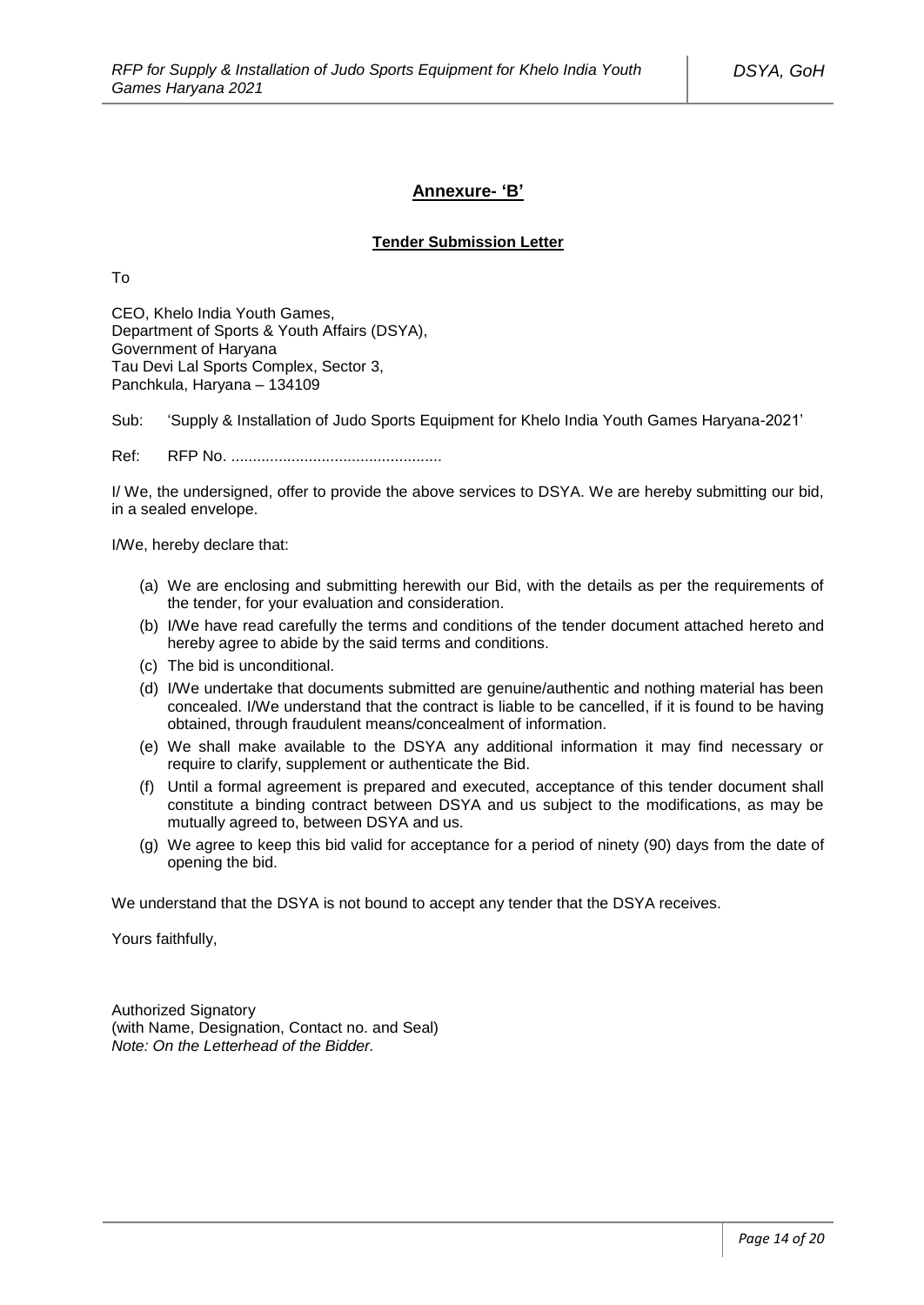## Annexure- 'B'

### Tender Submission Letter

To

CEO, Khelo India Youth Games,
Department of Sports & Youth Affairs (DSYA),
Government of Haryana
Tau Devi Lal Sports Complex, Sector 3,
Panchkula, Haryana – 134109

Sub: 'Supply & Installation of Judo Sports Equipment for Khelo India Youth Games Haryana-2021'

Ref: RFP No. .................................................

I/ We, the undersigned, offer to provide the above services to DSYA. We are hereby submitting our bid, in a sealed envelope.

I/We, hereby declare that:

(a) We are enclosing and submitting herewith our Bid, with the details as per the requirements of the tender, for your evaluation and consideration.
(b) I/We have read carefully the terms and conditions of the tender document attached hereto and hereby agree to abide by the said terms and conditions.
(c) The bid is unconditional.
(d) I/We undertake that documents submitted are genuine/authentic and nothing material has been concealed. I/We understand that the contract is liable to be cancelled, if it is found to be having obtained, through fraudulent means/concealment of information.
(e) We shall make available to the DSYA any additional information it may find necessary or require to clarify, supplement or authenticate the Bid.
(f) Until a formal agreement is prepared and executed, acceptance of this tender document shall constitute a binding contract between DSYA and us subject to the modifications, as may be mutually agreed to, between DSYA and us.
(g) We agree to keep this bid valid for acceptance for a period of ninety (90) days from the date of opening the bid.

We understand that the DSYA is not bound to accept any tender that the DSYA receives.

Yours faithfully,

Authorized Signatory
(with Name, Designation, Contact no. and Seal)
*Note: On the Letterhead of the Bidder.*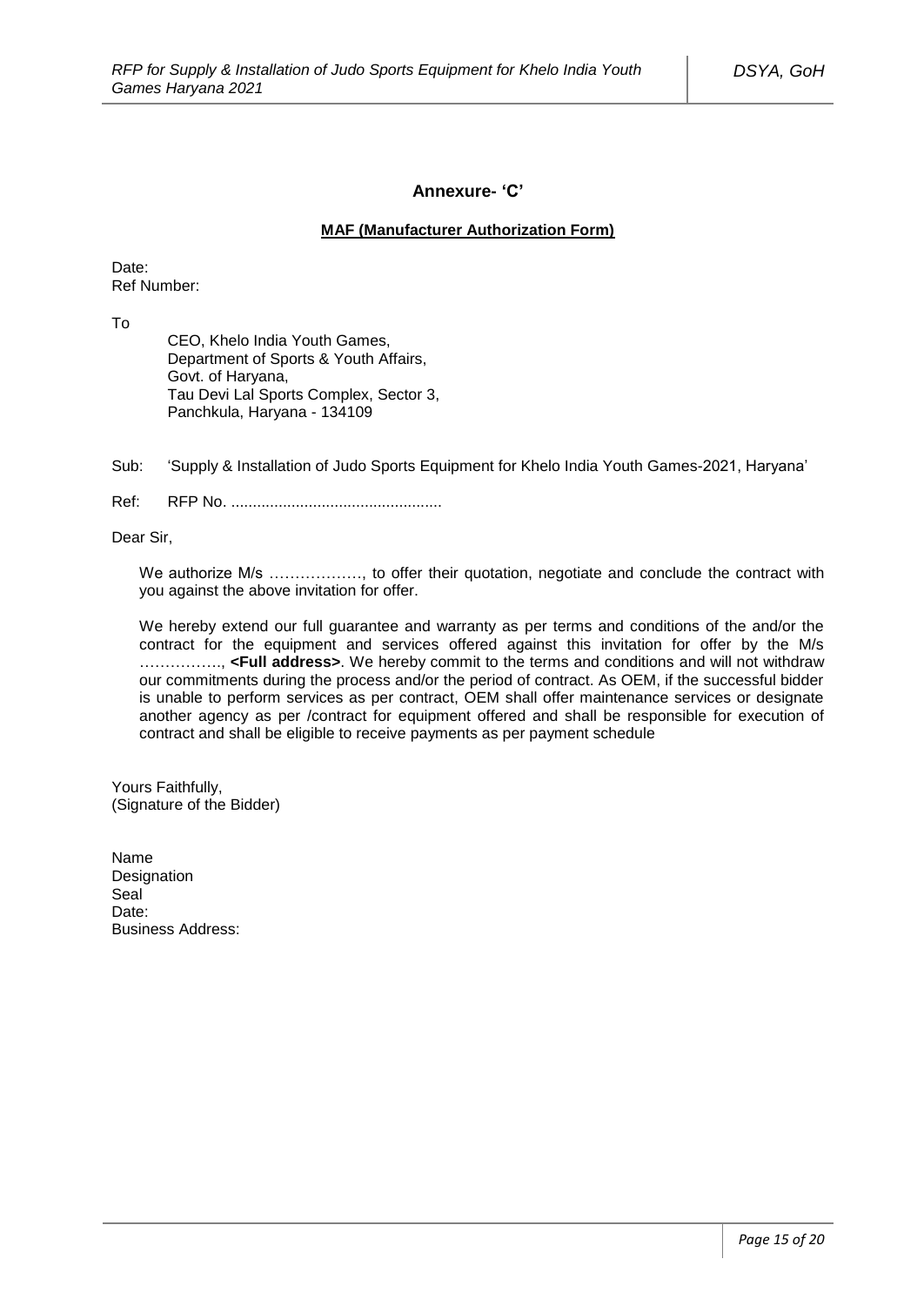## Annexure- 'C'

**MAF (Manufacturer Authorization Form)**

Date:
Ref Number:

To

CEO, Khelo India Youth Games,
Department of Sports & Youth Affairs,
Govt. of Haryana,
Tau Devi Lal Sports Complex, Sector 3,
Panchkula, Haryana - 134109

Sub: 'Supply & Installation of Judo Sports Equipment for Khelo India Youth Games-2021, Haryana'

Ref: RFP No. .................................................

Dear Sir,

We authorize M/s ………………, to offer their quotation, negotiate and conclude the contract with you against the above invitation for offer.

We hereby extend our full guarantee and warranty as per terms and conditions of the and/or the contract for the equipment and services offered against this invitation for offer by the M/s ……………., **<Full address>**. We hereby commit to the terms and conditions and will not withdraw our commitments during the process and/or the period of contract. As OEM, if the successful bidder is unable to perform services as per contract, OEM shall offer maintenance services or designate another agency as per /contract for equipment offered and shall be responsible for execution of contract and shall be eligible to receive payments as per payment schedule

Yours Faithfully,
(Signature of the Bidder)

Name
Designation
Seal
Date:
Business Address: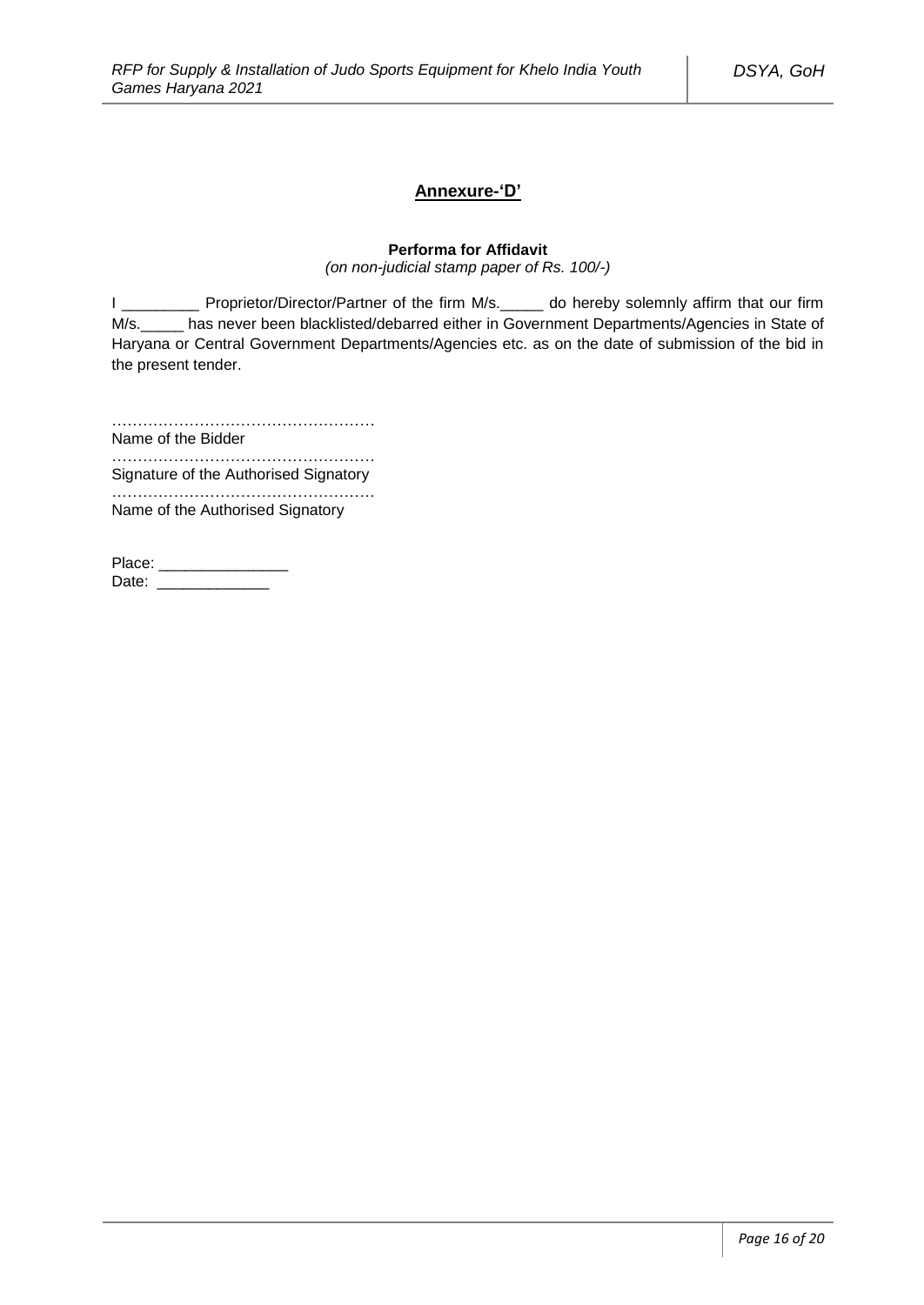## Annexure-'D'

**Performa for Affidavit**

*(on non-judicial stamp paper of Rs. 100/-)*

I _________ Proprietor/Director/Partner of the firm M/s._____ do hereby solemnly affirm that our firm M/s._____ has never been blacklisted/debarred either in Government Departments/Agencies in State of Haryana or Central Government Departments/Agencies etc. as on the date of submission of the bid in the present tender.

…………………………………………

Name of the Bidder

…………………………………………

Signature of the Authorised Signatory

…………………………………………

Name of the Authorised Signatory

Place: _______________

Date: _____________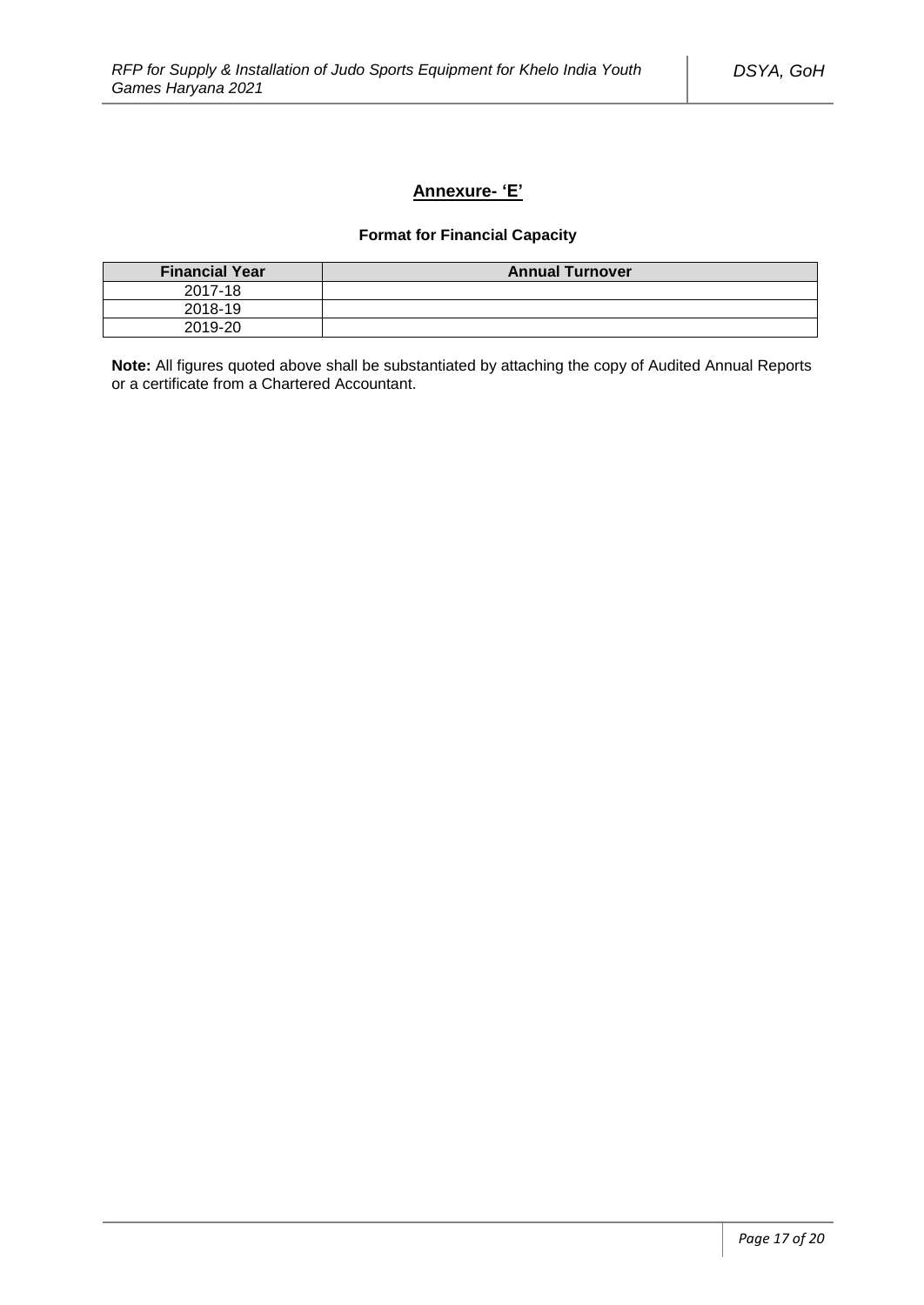## Annexure- 'E'

### Format for Financial Capacity

| Financial Year | Annual Turnover |
|---|---|
| 2017-18 | |
| 2018-19 | |
| 2019-20 | |

**Note:** All figures quoted above shall be substantiated by attaching the copy of Audited Annual Reports or a certificate from a Chartered Accountant.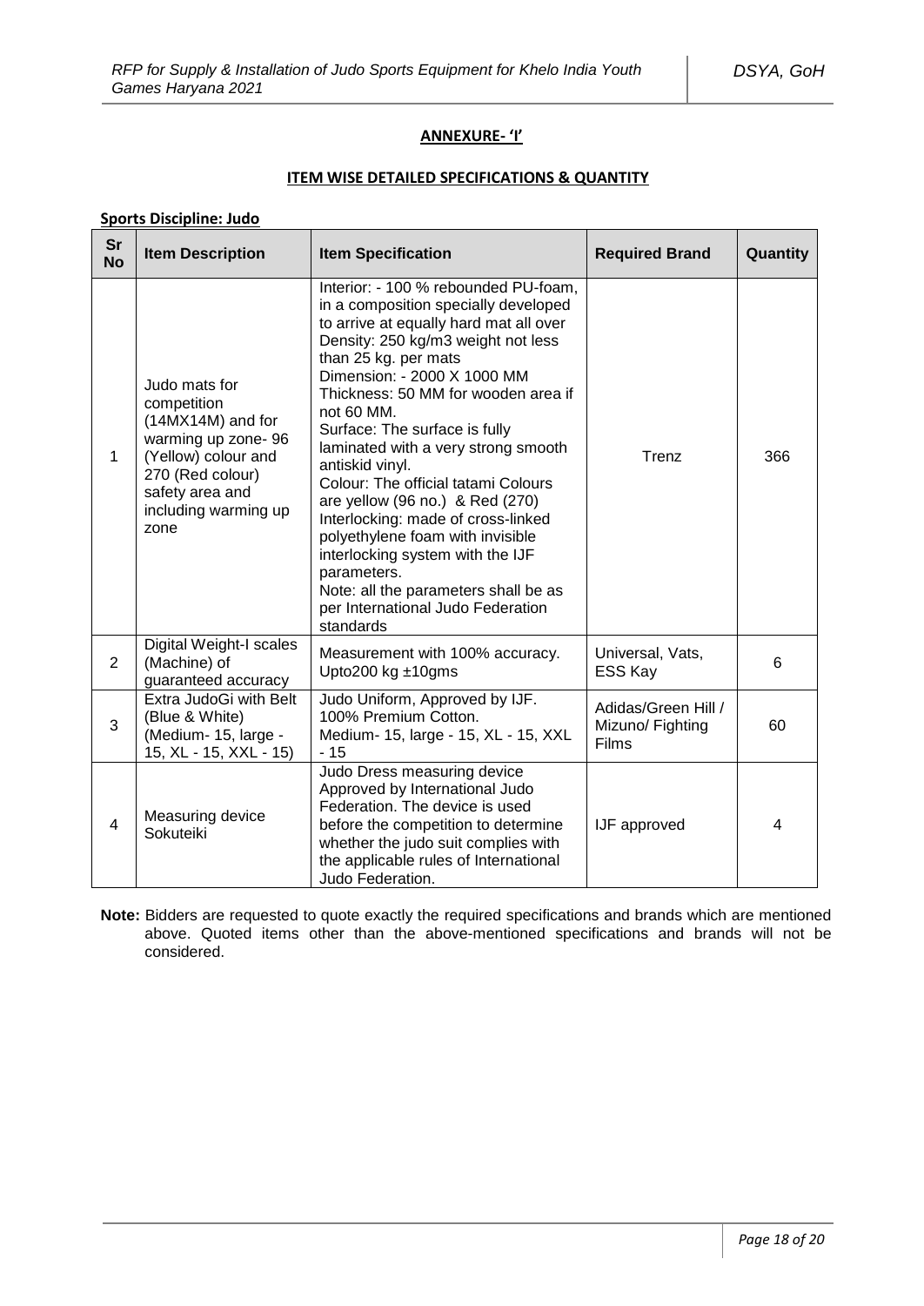**ANNEXURE- 'I'**

**ITEM WISE DETAILED SPECIFICATIONS & QUANTITY**

**Sports Discipline: Judo**

| Sr No | Item Description | Item Specification | Required Brand | Quantity |
|---|---|---|---|---|
| 1 | Judo mats for competition (14MX14M) and for warming up zone- 96 (Yellow) colour and 270 (Red colour) safety area and including warming up zone | Interior: - 100 % rebounded PU-foam, in a composition specially developed to arrive at equally hard mat all over Density: 250 kg/m3 weight not less than 25 kg. per mats<br>Dimension: - 2000 X 1000 MM<br>Thickness: 50 MM for wooden area if not 60 MM.<br>Surface: The surface is fully laminated with a very strong smooth antiskid vinyl.<br>Colour: The official tatami Colours are yellow (96 no.) & Red (270)<br>Interlocking: made of cross-linked polyethylene foam with invisible interlocking system with the IJF parameters.<br>Note: all the parameters shall be as per International Judo Federation standards | Trenz | 366 |
| 2 | Digital Weight-I scales (Machine) of guaranteed accuracy | Measurement with 100% accuracy. Upto200 kg ±10gms | Universal, Vats, ESS Kay | 6 |
| 3 | Extra JudoGi with Belt (Blue & White) (Medium- 15, large - 15, XL - 15, XXL - 15) | Judo Uniform, Approved by IJF. 100% Premium Cotton. Medium- 15, large - 15, XL - 15, XXL - 15 | Adidas/Green Hill / Mizuno/ Fighting Films | 60 |
| 4 | Measuring device Sokuteiki | Judo Dress measuring device Approved by International Judo Federation. The device is used before the competition to determine whether the judo suit complies with the applicable rules of International Judo Federation. | IJF approved | 4 |

**Note:** Bidders are requested to quote exactly the required specifications and brands which are mentioned above. Quoted items other than the above-mentioned specifications and brands will not be considered.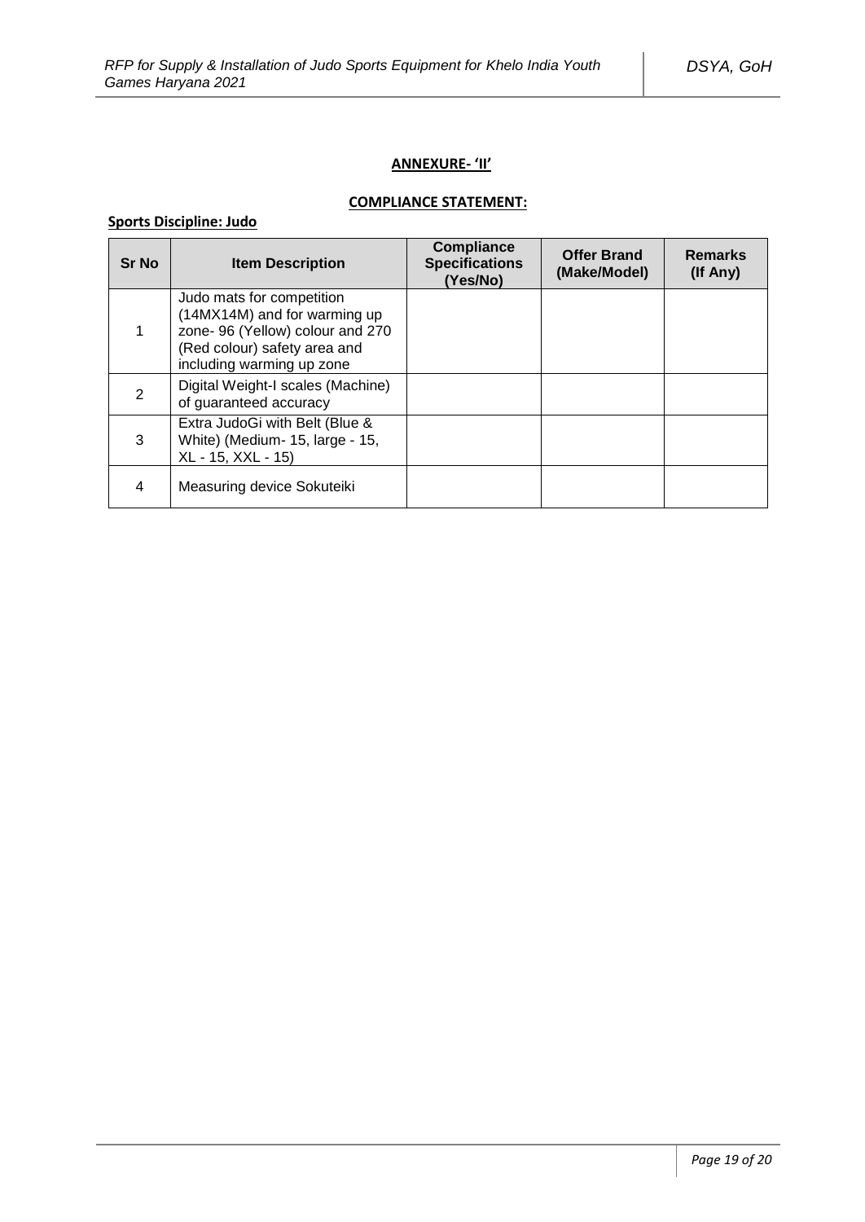**ANNEXURE- 'II'**

**COMPLIANCE STATEMENT:**

**Sports Discipline: Judo**

| Sr No | Item Description | Compliance Specifications (Yes/No) | Offer Brand (Make/Model) | Remarks (If Any) |
|---|---|---|---|---|
| 1 | Judo mats for competition (14MX14M) and for warming up zone- 96 (Yellow) colour and 270 (Red colour) safety area and including warming up zone | | | |
| 2 | Digital Weight-I scales (Machine) of guaranteed accuracy | | | |
| 3 | Extra JudoGi with Belt (Blue & White) (Medium- 15, large - 15, XL - 15, XXL - 15) | | | |
| 4 | Measuring device Sokuteiki | | | |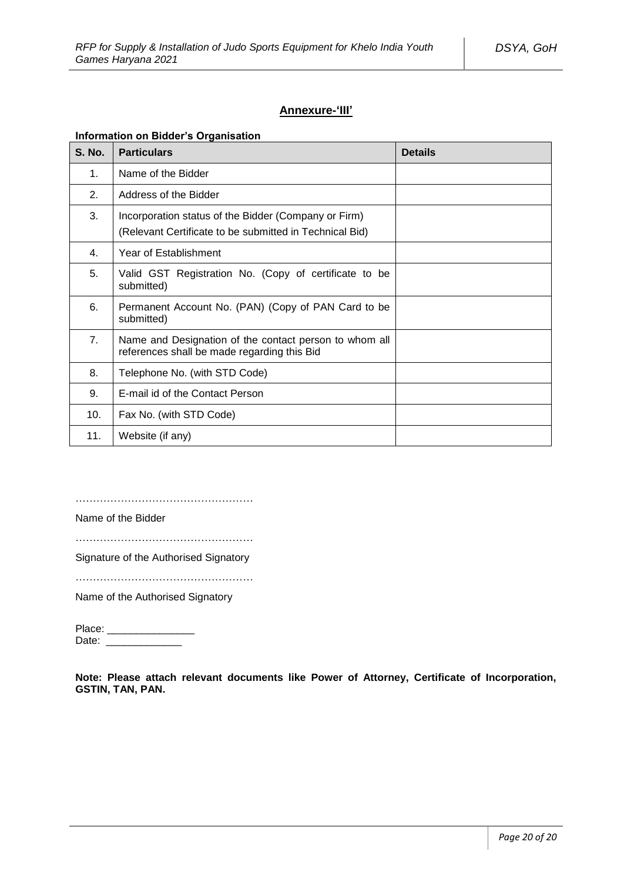## Annexure-'III'

**Information on Bidder's Organisation**

| S. No. | Particulars | Details |
|---|---|---|
| 1. | Name of the Bidder | |
| 2. | Address of the Bidder | |
| 3. | Incorporation status of the Bidder (Company or Firm)<br>(Relevant Certificate to be submitted in Technical Bid) | |
| 4. | Year of Establishment | |
| 5. | Valid GST Registration No. (Copy of certificate to be submitted) | |
| 6. | Permanent Account No. (PAN) (Copy of PAN Card to be submitted) | |
| 7. | Name and Designation of the contact person to whom all references shall be made regarding this Bid | |
| 8. | Telephone No. (with STD Code) | |
| 9. | E-mail id of the Contact Person | |
| 10. | Fax No. (with STD Code) | |
| 11. | Website (if any) | |

……………………………………………

Name of the Bidder

……………………………………………

Signature of the Authorised Signatory

……………………………………………

Name of the Authorised Signatory

Place: _______________

Date: _____________

**Note: Please attach relevant documents like Power of Attorney, Certificate of Incorporation, GSTIN, TAN, PAN.**